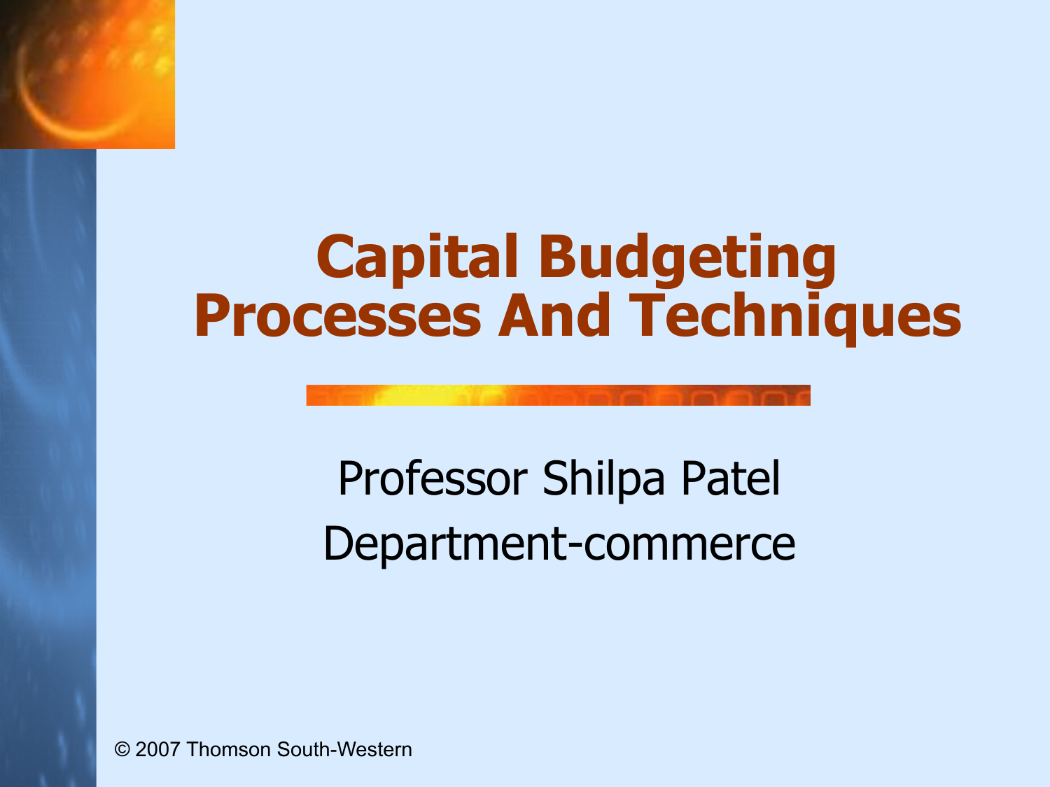# Capital Budgeting Processes And Techniques

Professor Shilpa Patel
Department-commerce

© 2007 Thomson South-Western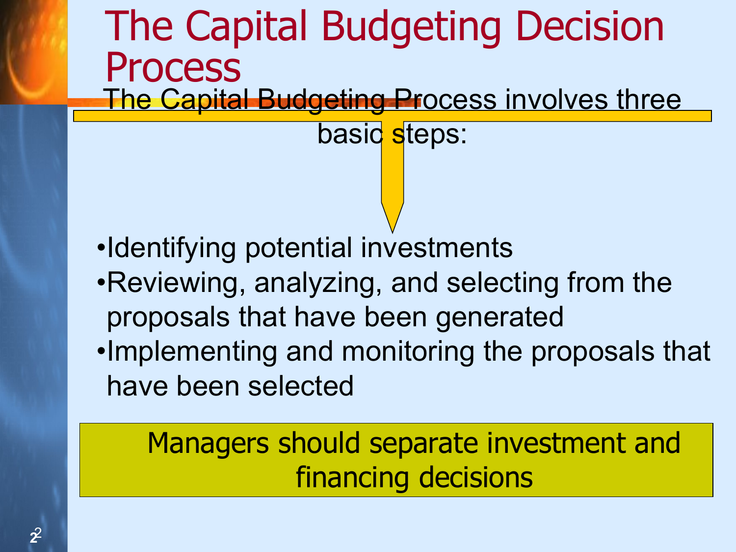# The Capital Budgeting Decision Process

The Capital Budgeting Process involves three basic steps:

- Identifying potential investments
- Reviewing, analyzing, and selecting from the proposals that have been generated
- Implementing and monitoring the proposals that have been selected

Managers should separate investment and financing decisions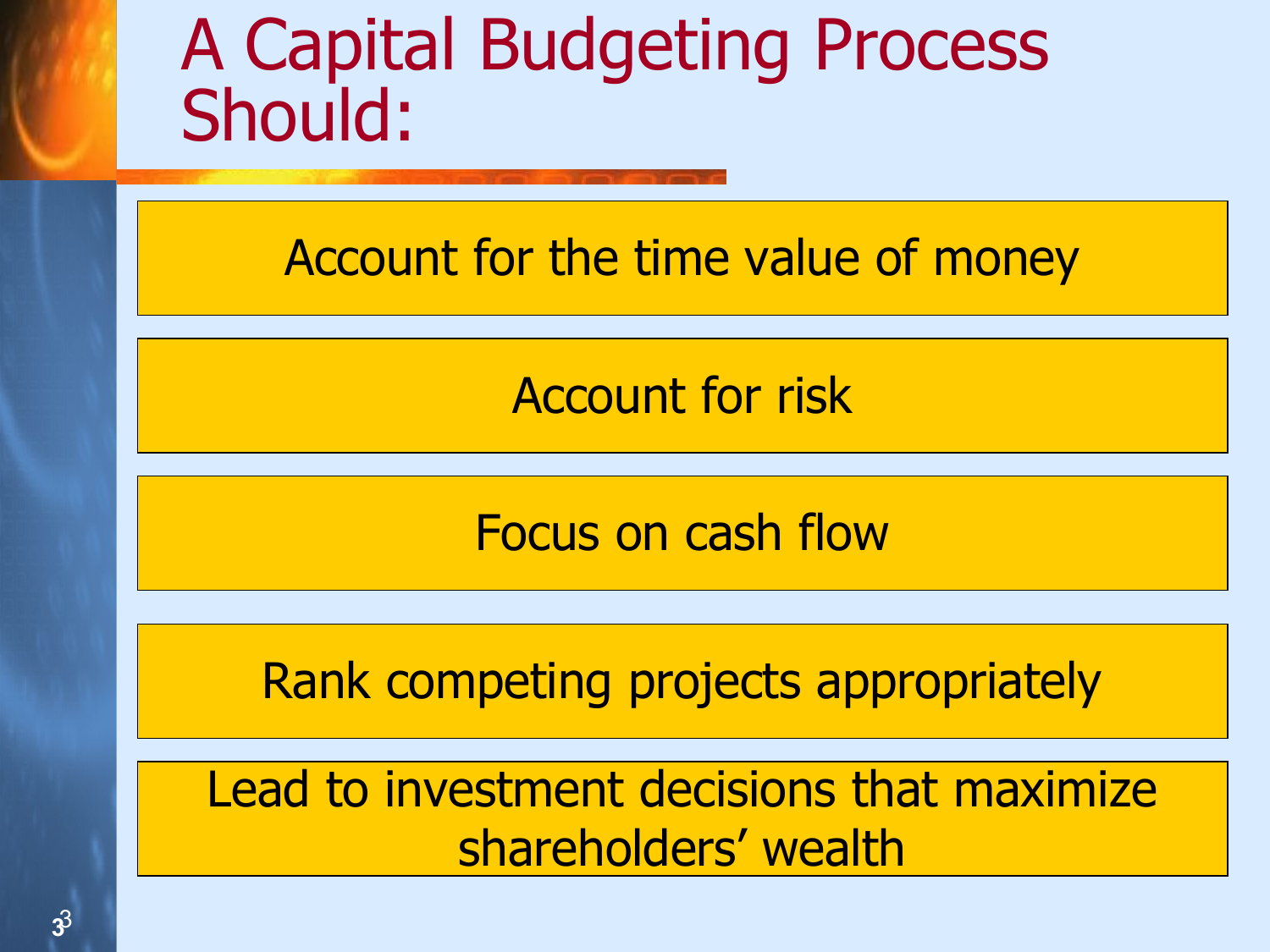# A Capital Budgeting Process Should:

- Account for the time value of money
- Account for risk
- Focus on cash flow
- Rank competing projects appropriately
- Lead to investment decisions that maximize shareholders' wealth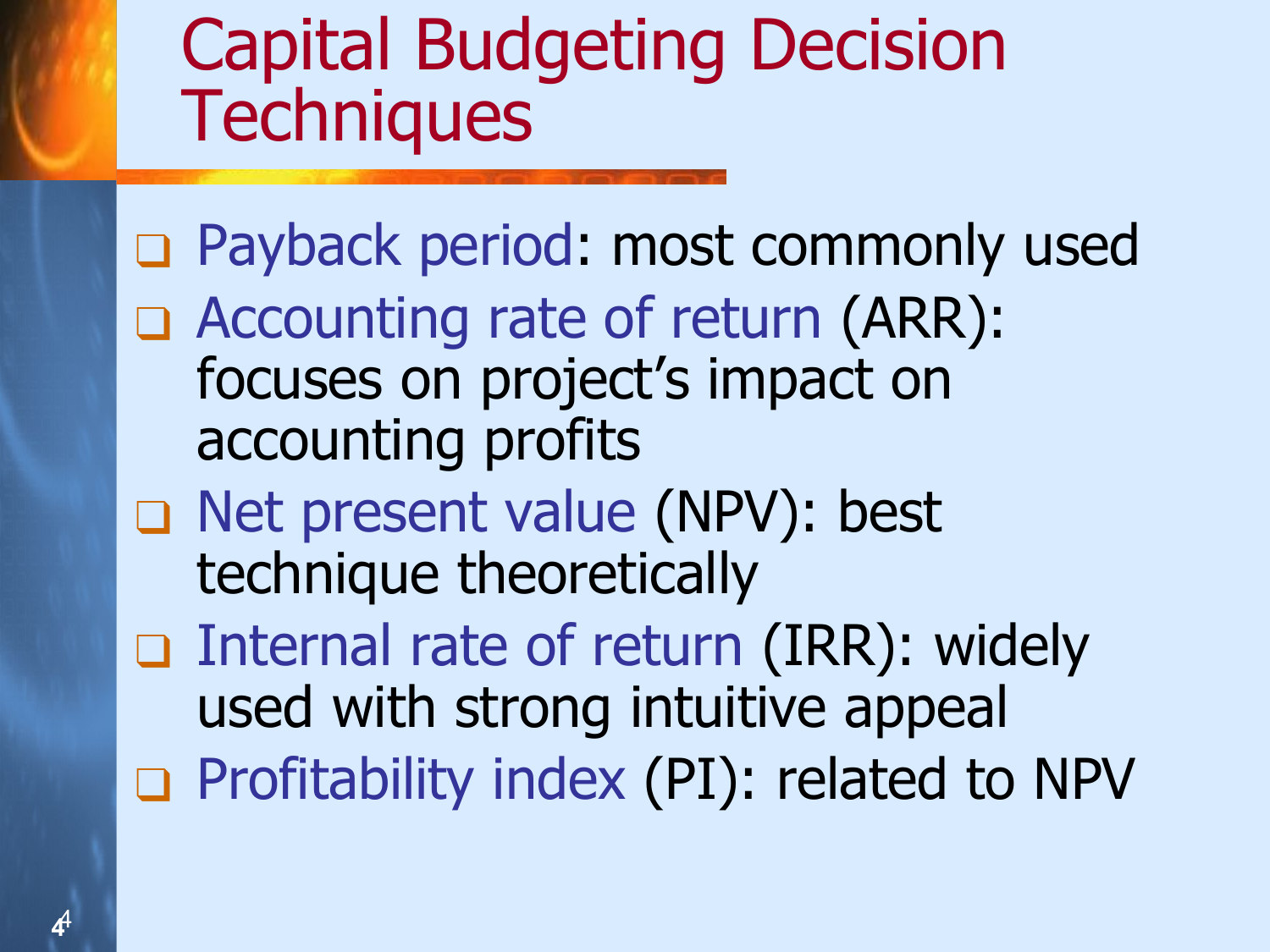# Capital Budgeting Decision Techniques

- Payback period: most commonly used
- Accounting rate of return (ARR): focuses on project's impact on accounting profits
- Net present value (NPV): best technique theoretically
- Internal rate of return (IRR): widely used with strong intuitive appeal
- Profitability index (PI): related to NPV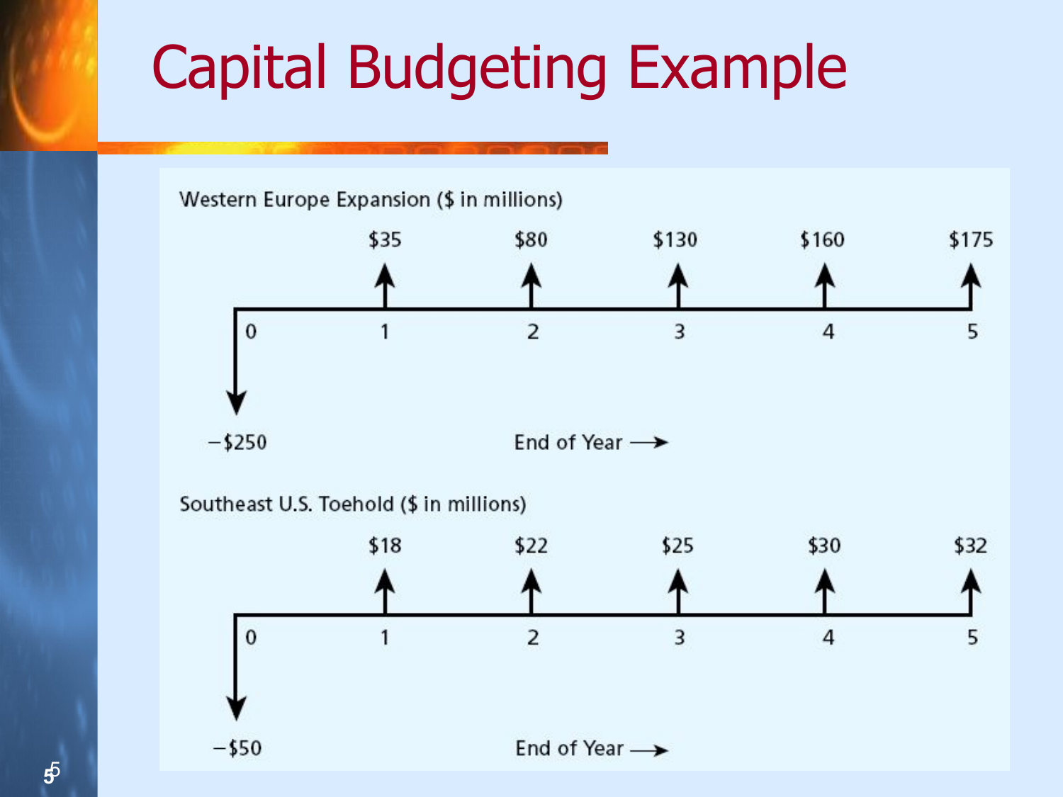# Capital Budgeting Example

**Western Europe Expansion ($ in millions)**

| End of Year | 0 | 1 | 2 | 3 | 4 | 5 |
|---|---|---|---|---|---|---|
| Cash flow | −$250 | $35 | $80 | $130 | $160 | $175 |

**Southeast U.S. Toehold ($ in millions)**

| End of Year | 0 | 1 | 2 | 3 | 4 | 5 |
|---|---|---|---|---|---|---|
| Cash flow | −$50 | $18 | $22 | $25 | $30 | $32 |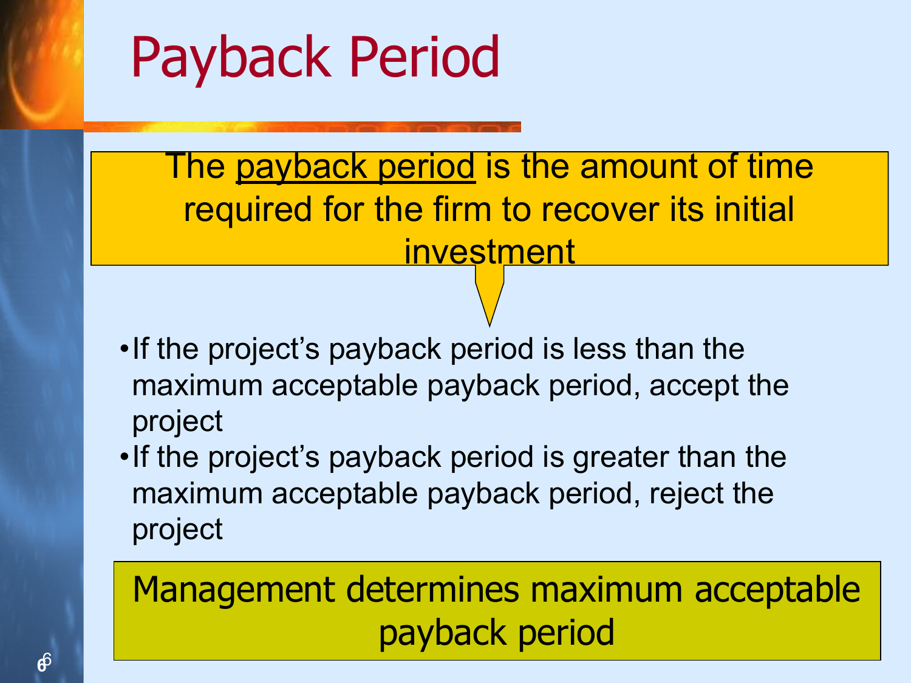# Payback Period

The payback period is the amount of time required for the firm to recover its initial investment

- If the project's payback period is less than the maximum acceptable payback period, accept the project
- If the project's payback period is greater than the maximum acceptable payback period, reject the project

Management determines maximum acceptable payback period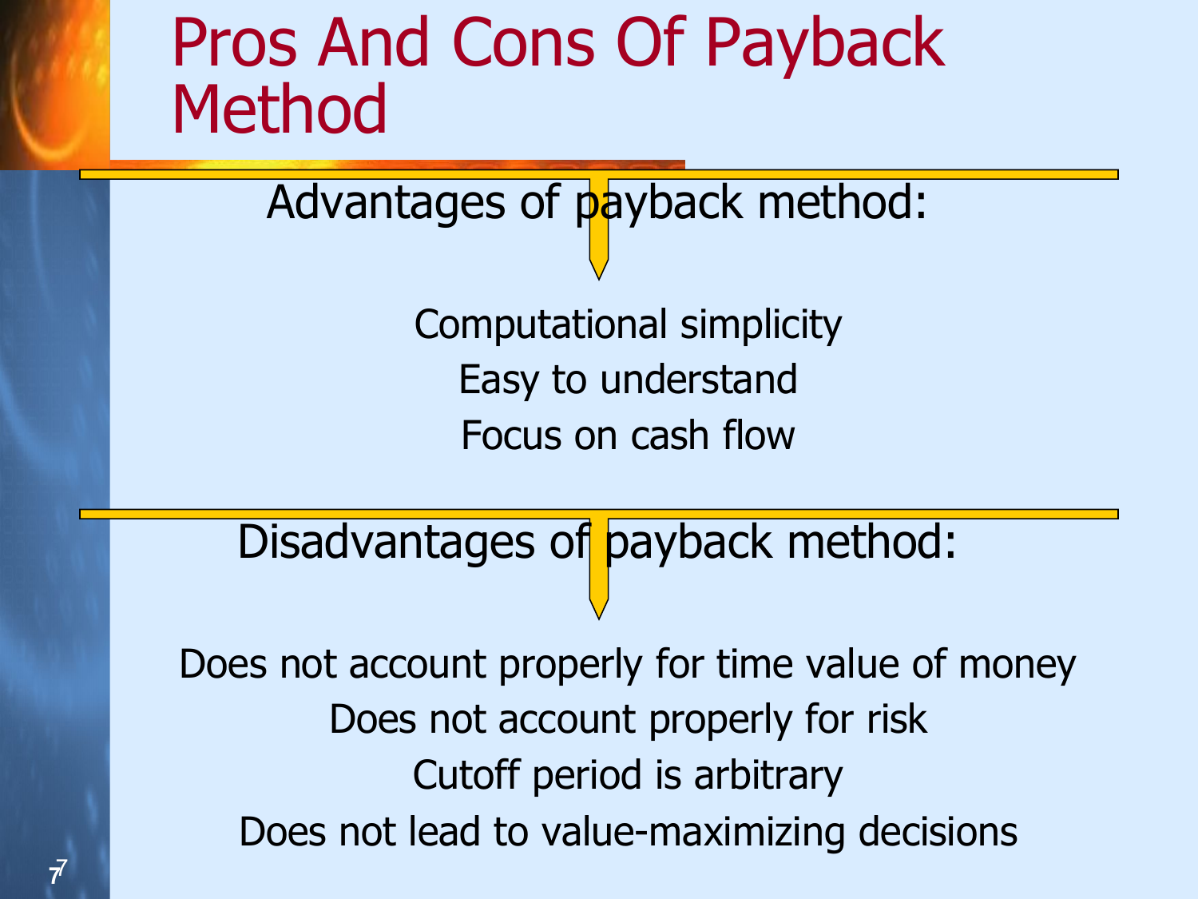# Pros And Cons Of Payback Method

Advantages of payback method:

- Computational simplicity
- Easy to understand
- Focus on cash flow

Disadvantages of payback method:

- Does not account properly for time value of money
- Does not account properly for risk
- Cutoff period is arbitrary
- Does not lead to value-maximizing decisions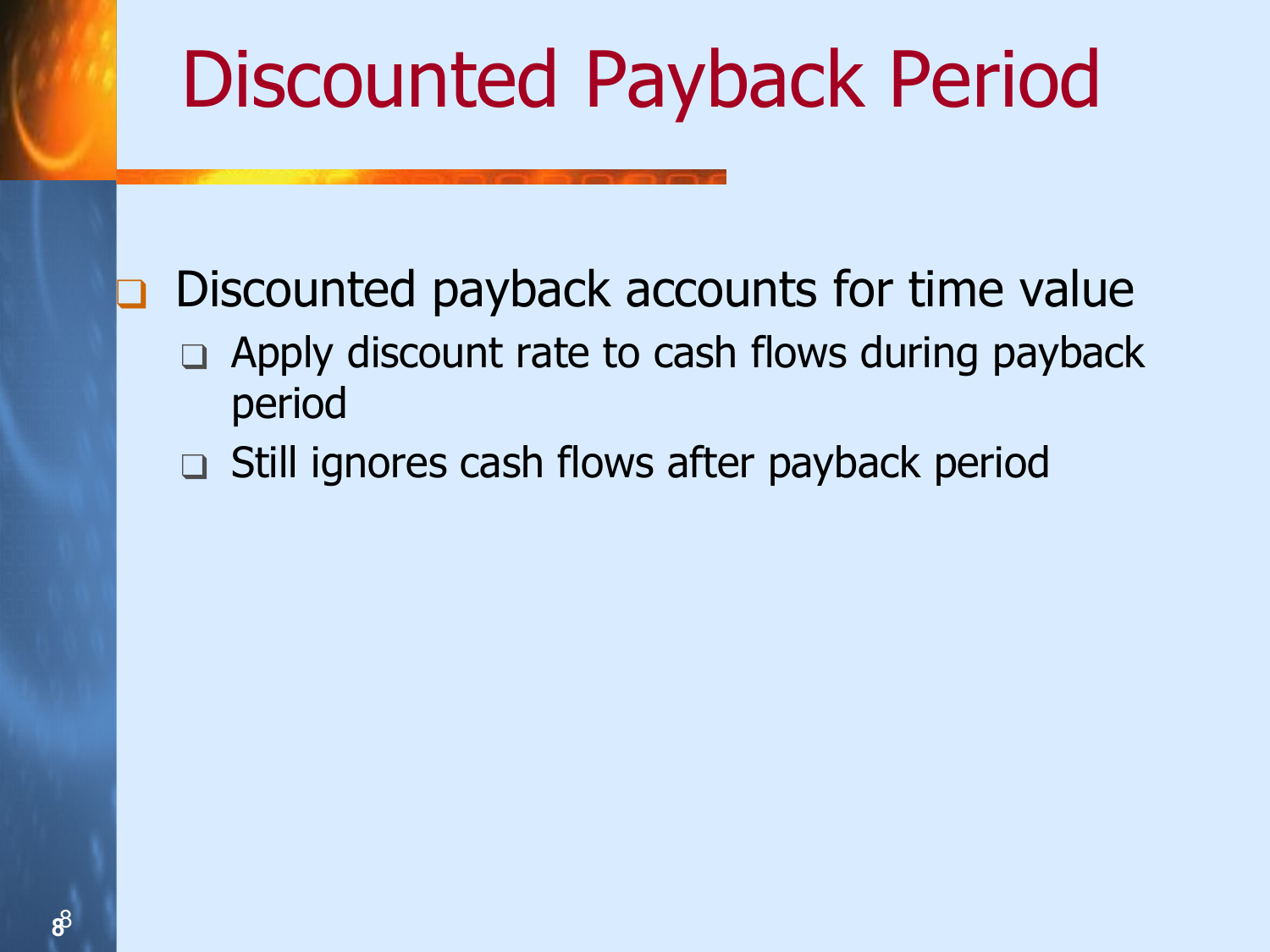# Discounted Payback Period

- Discounted payback accounts for time value
  - Apply discount rate to cash flows during payback period
  - Still ignores cash flows after payback period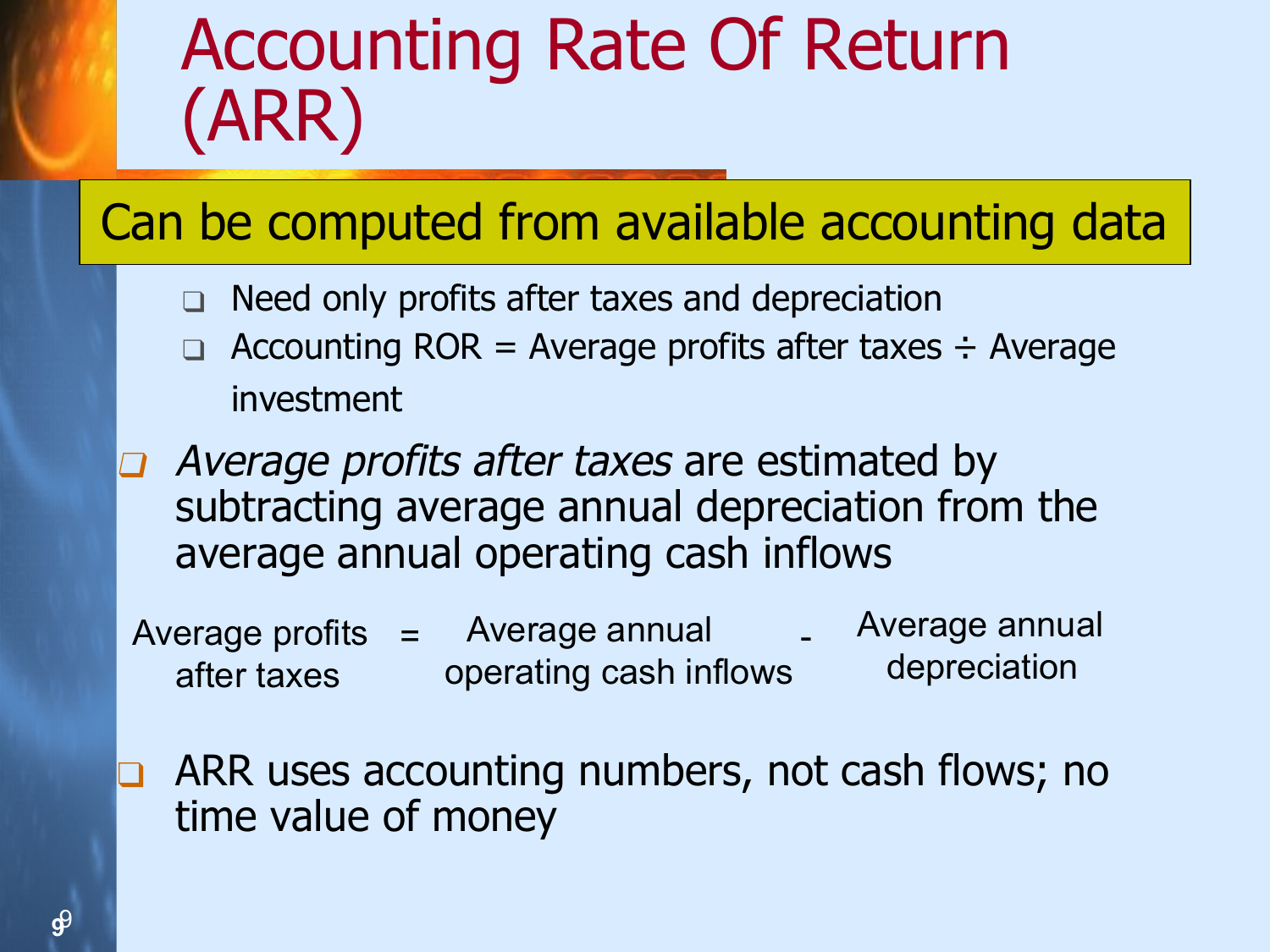# Accounting Rate Of Return (ARR)

## Can be computed from available accounting data

- Need only profits after taxes and depreciation
- Accounting ROR = Average profits after taxes ÷ Average investment

- *Average profits after taxes* are estimated by subtracting average annual depreciation from the average annual operating cash inflows

$$\text{Average profits after taxes} = \text{Average annual operating cash inflows} - \text{Average annual depreciation}$$

- ARR uses accounting numbers, not cash flows; no time value of money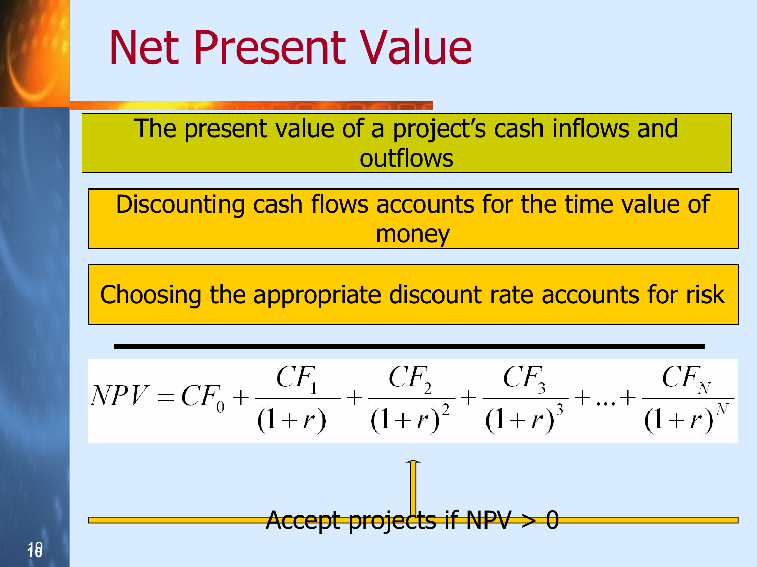# Net Present Value

The present value of a project's cash inflows and outflows

Discounting cash flows accounts for the time value of money

Choosing the appropriate discount rate accounts for risk

$$NPV = CF_0 + \frac{CF_1}{(1+r)} + \frac{CF_2}{(1+r)^2} + \frac{CF_3}{(1+r)^3} + \ldots + \frac{CF_N}{(1+r)^N}$$

Accept projects if NPV > 0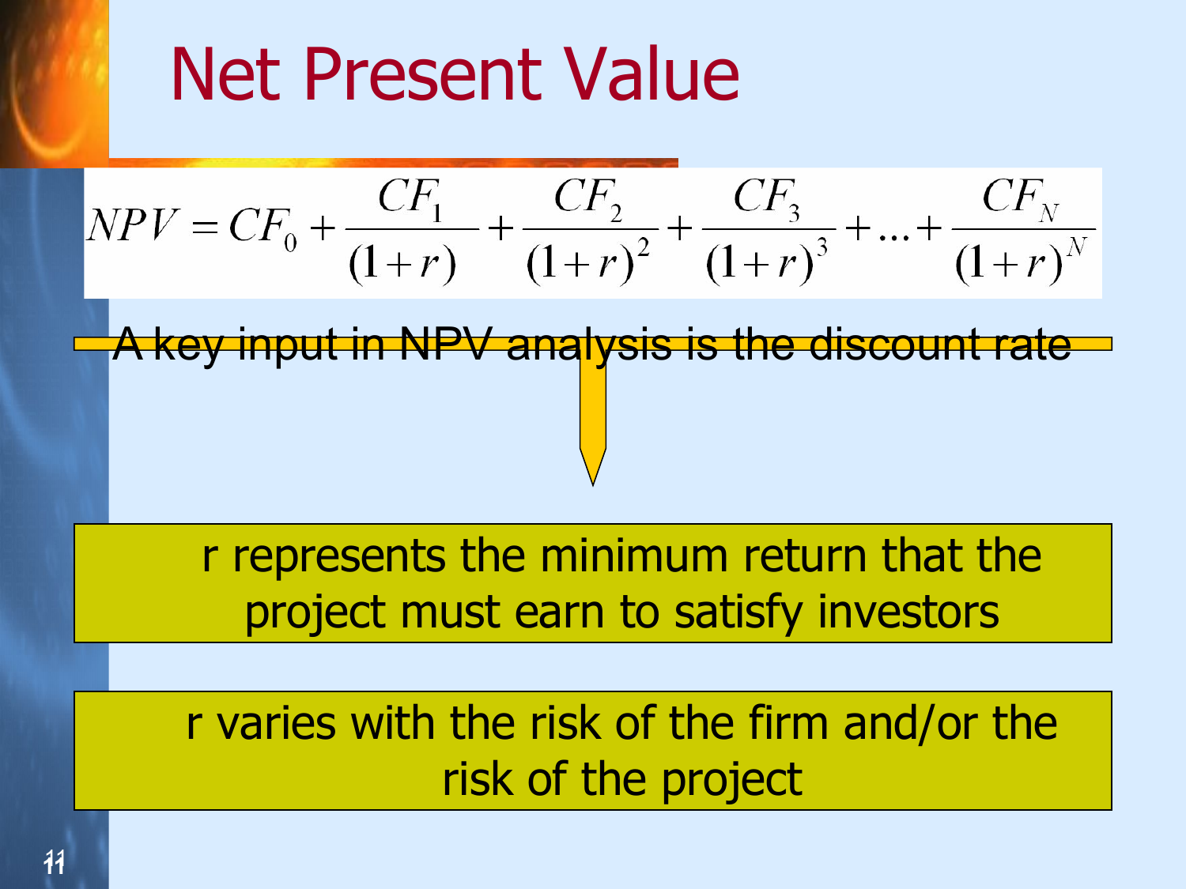# Net Present Value

$$NPV = CF_0 + \frac{CF_1}{(1+r)} + \frac{CF_2}{(1+r)^2} + \frac{CF_3}{(1+r)^3} + \ldots + \frac{CF_N}{(1+r)^N}$$

A key input in NPV analysis is the discount rate

r represents the minimum return that the project must earn to satisfy investors

r varies with the risk of the firm and/or the risk of the project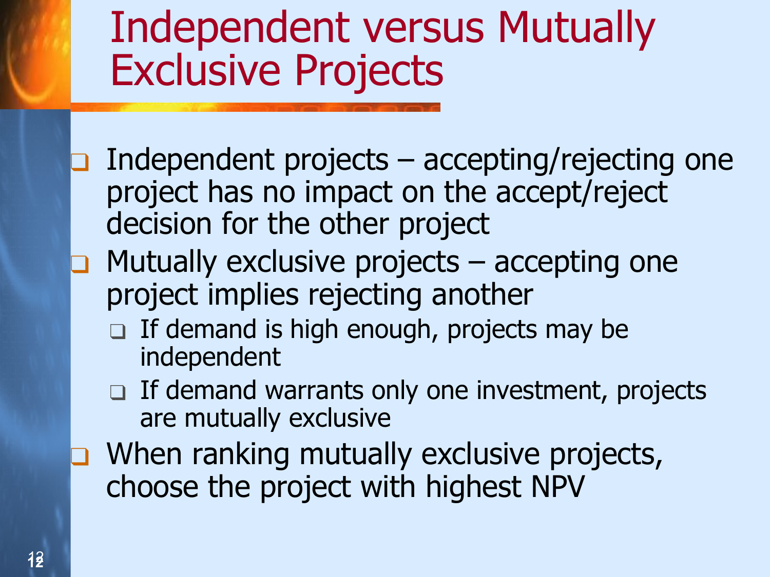# Independent versus Mutually Exclusive Projects

- Independent projects – accepting/rejecting one project has no impact on the accept/reject decision for the other project
- Mutually exclusive projects – accepting one project implies rejecting another
  - If demand is high enough, projects may be independent
  - If demand warrants only one investment, projects are mutually exclusive
- When ranking mutually exclusive projects, choose the project with highest NPV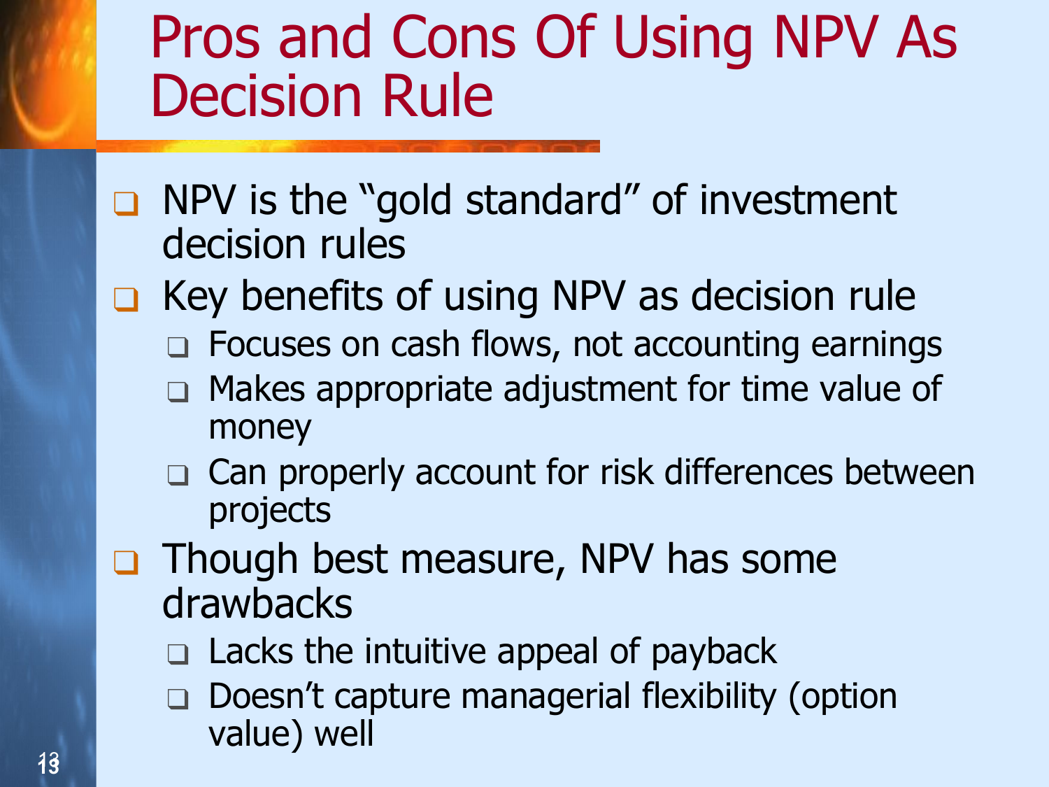# Pros and Cons Of Using NPV As Decision Rule

- NPV is the "gold standard" of investment decision rules
- Key benefits of using NPV as decision rule
  - Focuses on cash flows, not accounting earnings
  - Makes appropriate adjustment for time value of money
  - Can properly account for risk differences between projects
- Though best measure, NPV has some drawbacks
  - Lacks the intuitive appeal of payback
  - Doesn't capture managerial flexibility (option value) well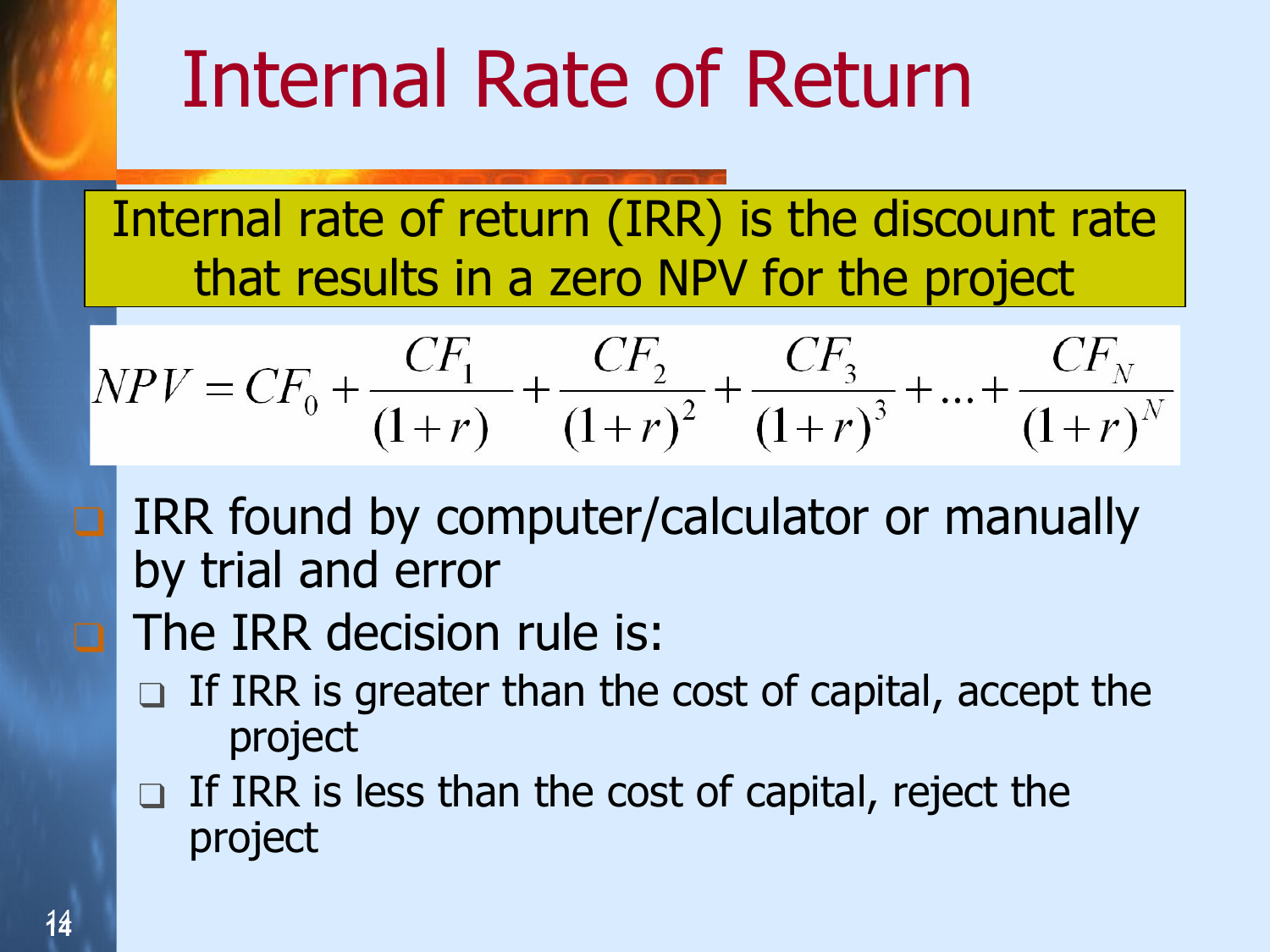# Internal Rate of Return

Internal rate of return (IRR) is the discount rate that results in a zero NPV for the project

$$NPV = CF_0 + \frac{CF_1}{(1+r)} + \frac{CF_2}{(1+r)^2} + \frac{CF_3}{(1+r)^3} + \ldots + \frac{CF_N}{(1+r)^N}$$

- IRR found by computer/calculator or manually by trial and error
- The IRR decision rule is:
  - If IRR is greater than the cost of capital, accept the project
  - If IRR is less than the cost of capital, reject the project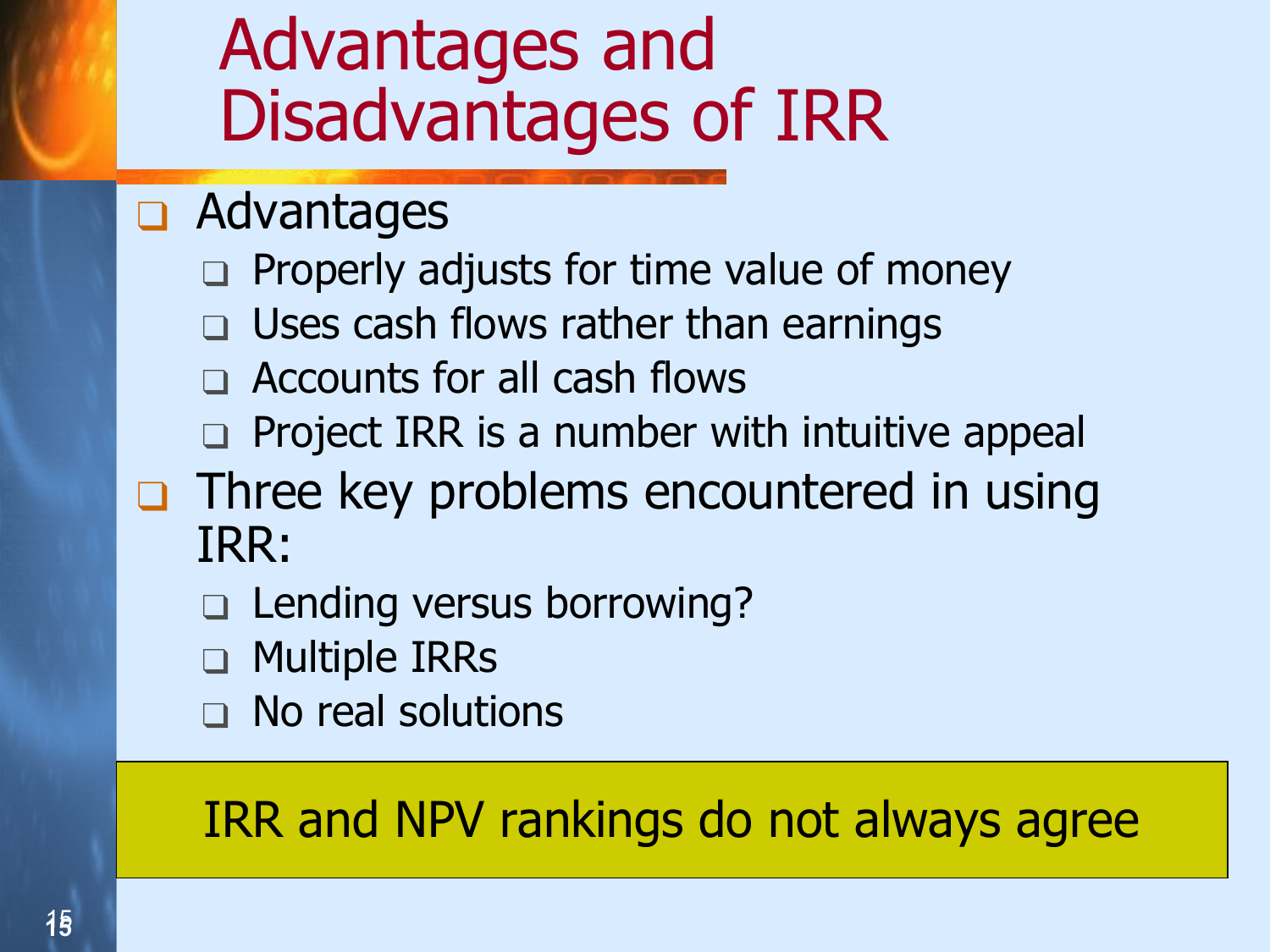# Advantages and Disadvantages of IRR

- Advantages
  - Properly adjusts for time value of money
  - Uses cash flows rather than earnings
  - Accounts for all cash flows
  - Project IRR is a number with intuitive appeal
- Three key problems encountered in using IRR:
  - Lending versus borrowing?
  - Multiple IRRs
  - No real solutions

IRR and NPV rankings do not always agree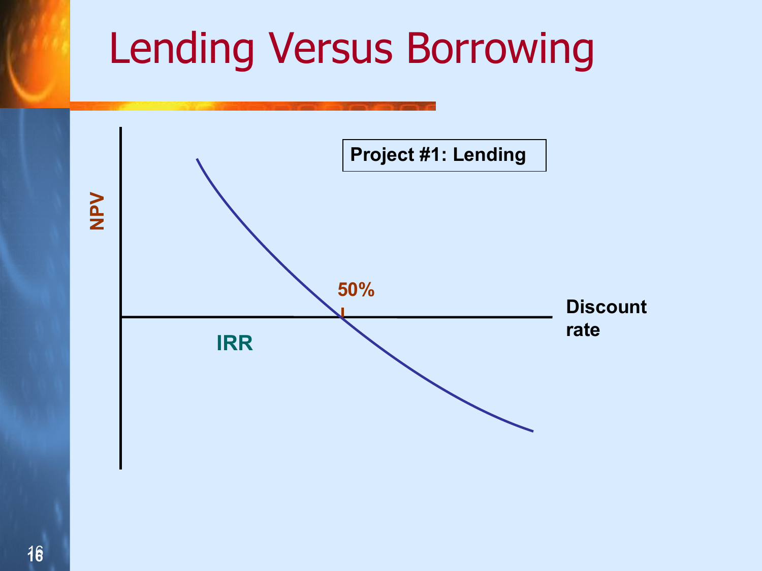# Lending Versus Borrowing

Project #1: Lending

NPV

50%

IRR

Discount rate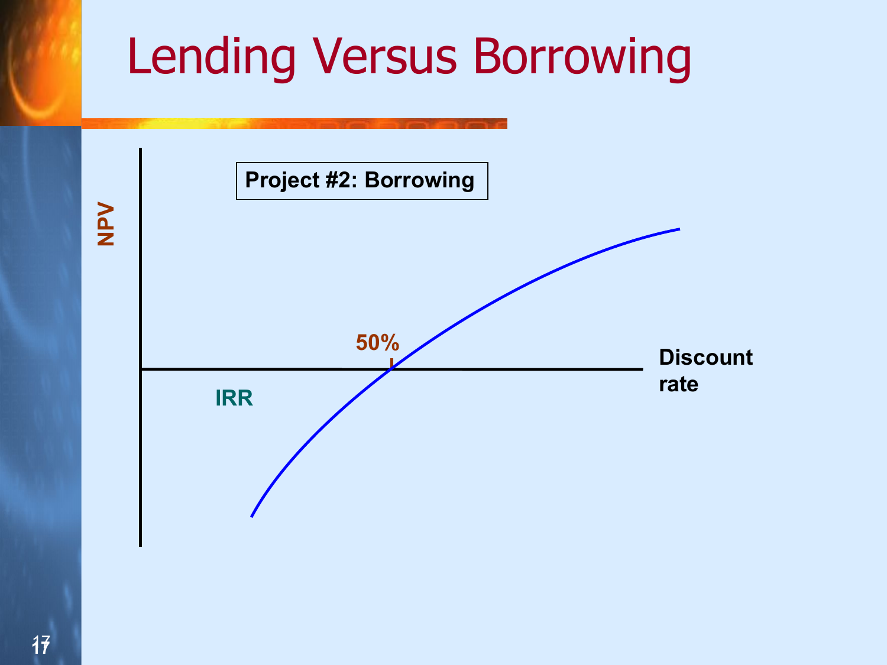# Lending Versus Borrowing

**Project #2: Borrowing**

NPV

50%

IRR

Discount rate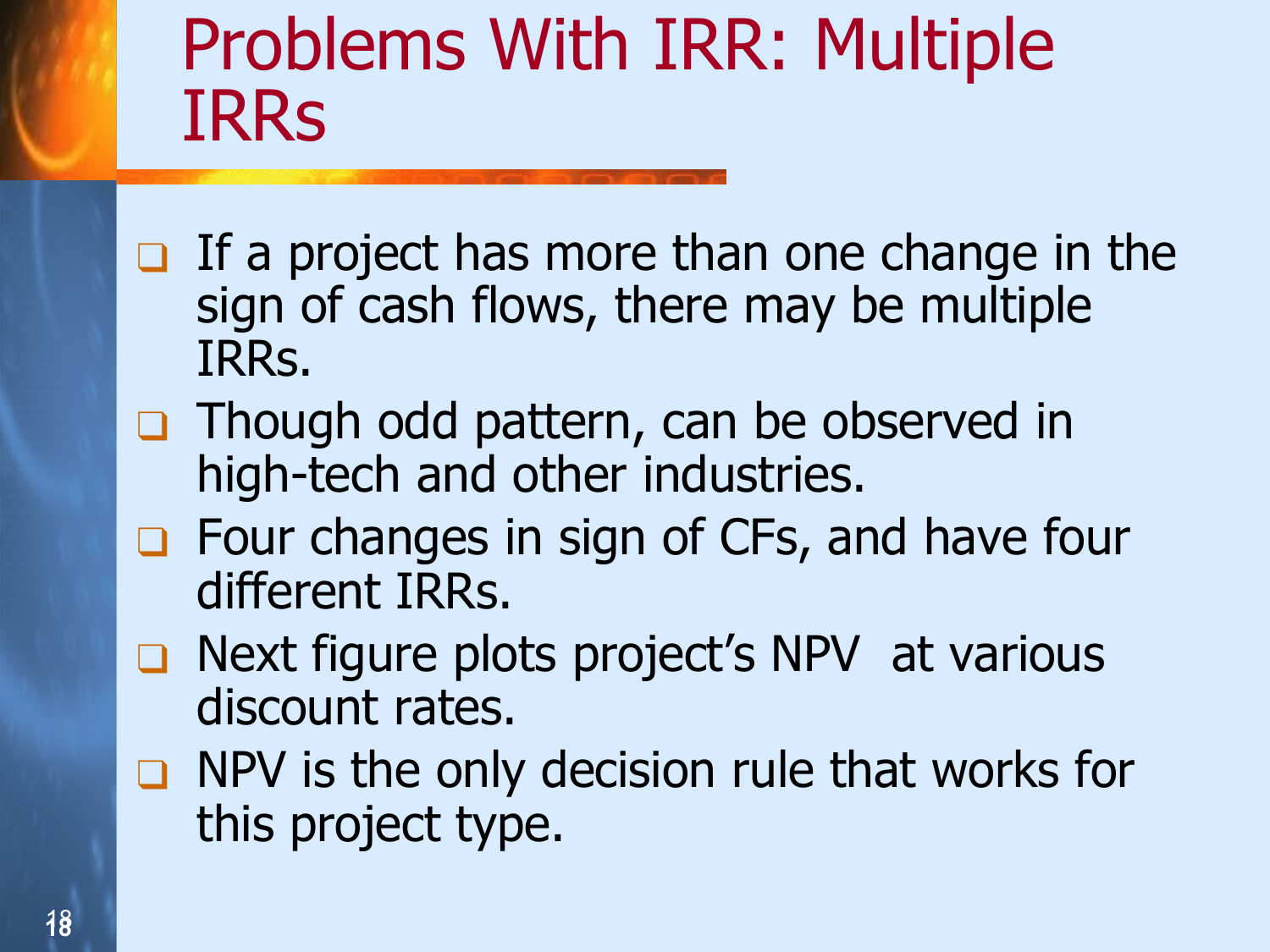# Problems With IRR: Multiple IRRs

- If a project has more than one change in the sign of cash flows, there may be multiple IRRs.
- Though odd pattern, can be observed in high-tech and other industries.
- Four changes in sign of CFs, and have four different IRRs.
- Next figure plots project's NPV at various discount rates.
- NPV is the only decision rule that works for this project type.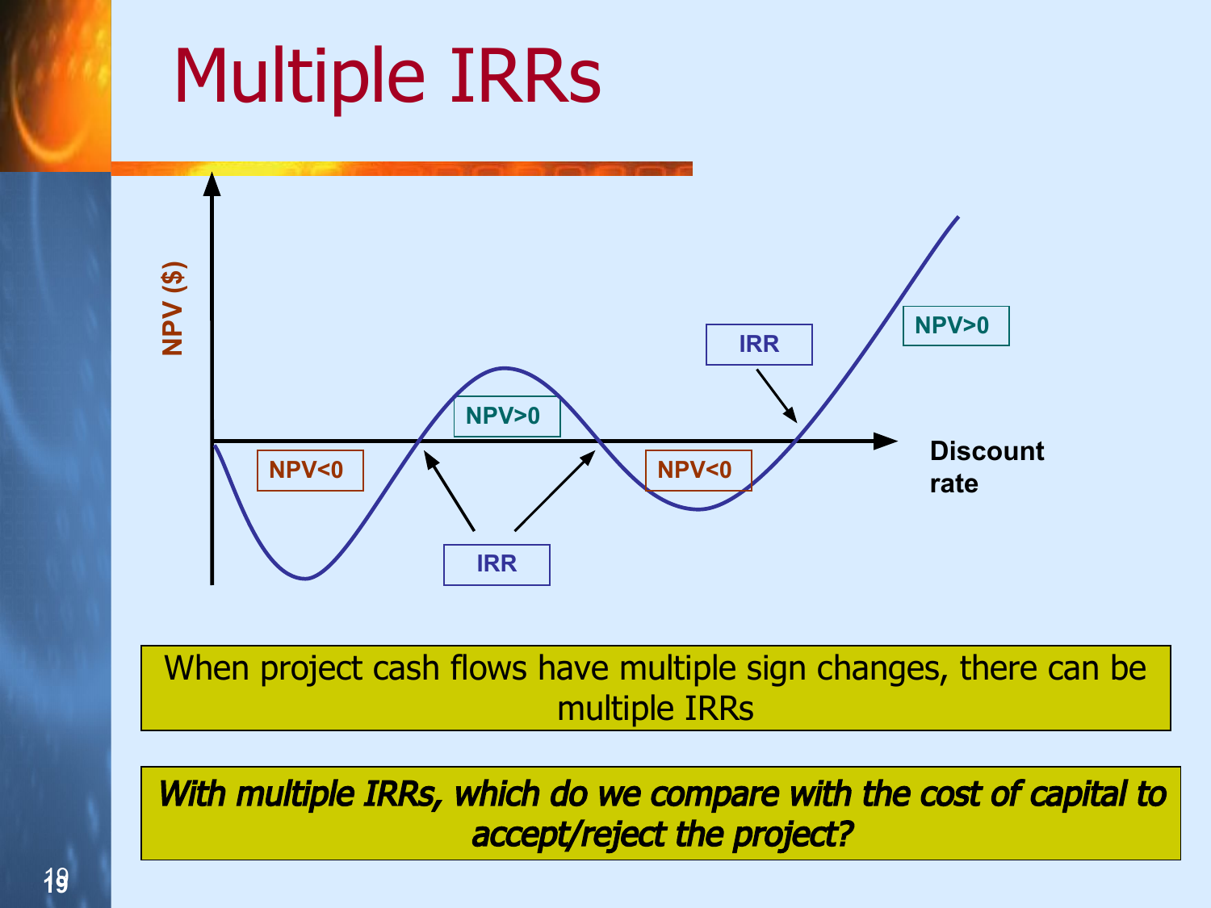# Multiple IRRs

NPV ($)

NPV<0

NPV>0

IRR

NPV<0

IRR

NPV>0

Discount rate

When project cash flows have multiple sign changes, there can be multiple IRRs

***With multiple IRRs, which do we compare with the cost of capital to accept/reject the project?***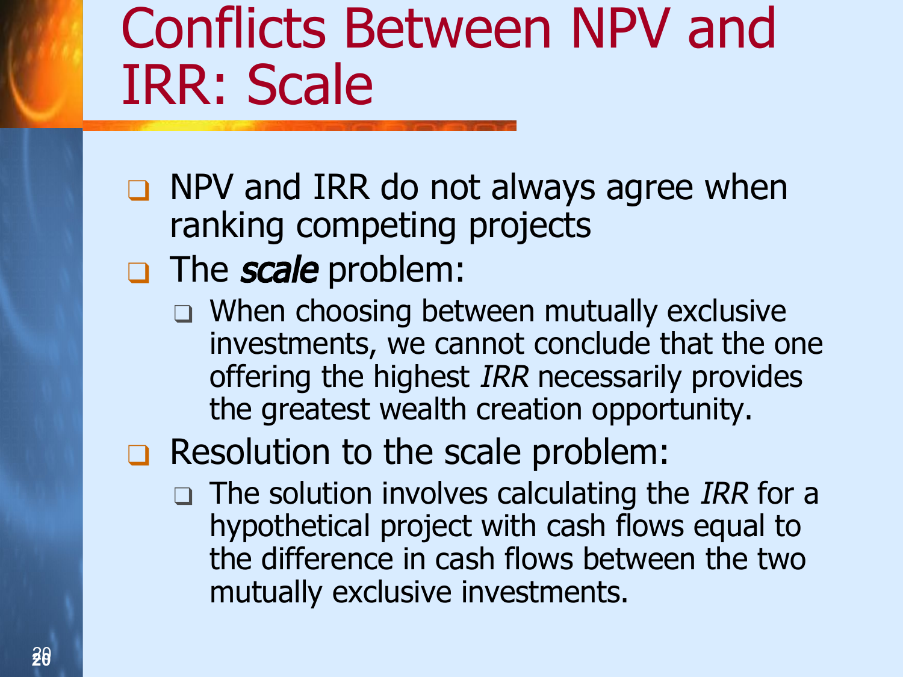# Conflicts Between NPV and IRR: Scale

- NPV and IRR do not always agree when ranking competing projects
- The ***scale*** problem:
  - When choosing between mutually exclusive investments, we cannot conclude that the one offering the highest *IRR* necessarily provides the greatest wealth creation opportunity.
- Resolution to the scale problem:
  - The solution involves calculating the *IRR* for a hypothetical project with cash flows equal to the difference in cash flows between the two mutually exclusive investments.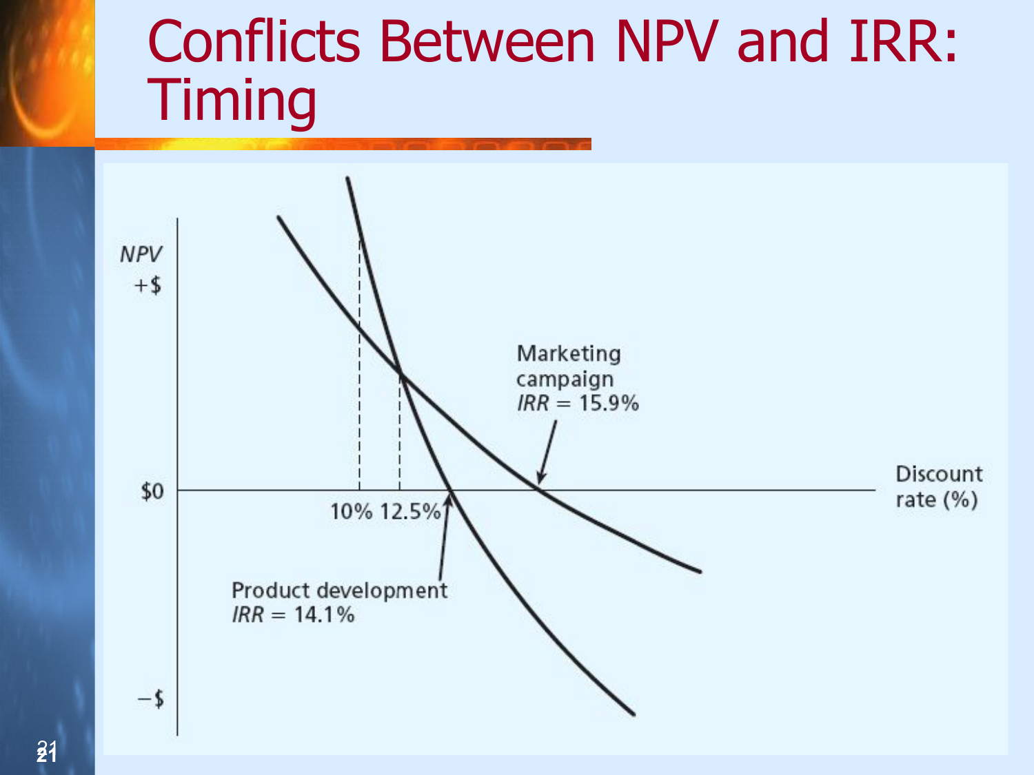# Conflicts Between NPV and IRR: Timing

NPV

+$

$0

−$

Discount rate (%)

10% 12.5%

Marketing campaign
*IRR* = 15.9%

Product development
*IRR* = 14.1%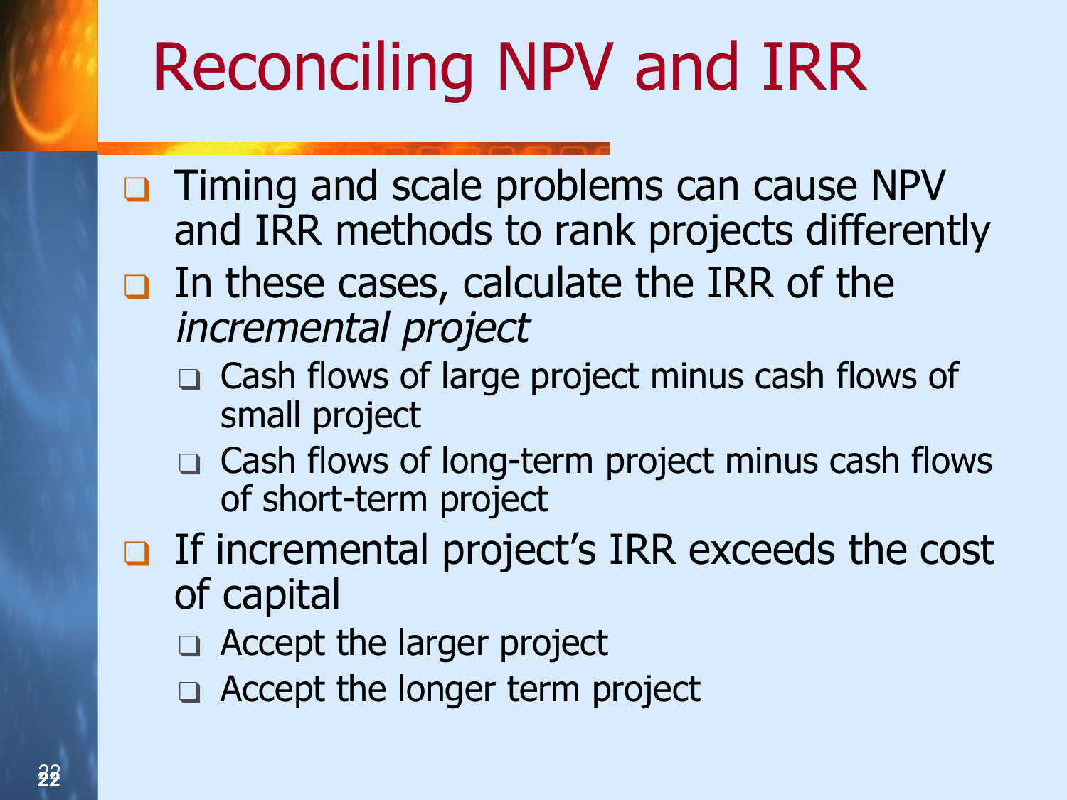# Reconciling NPV and IRR

- Timing and scale problems can cause NPV and IRR methods to rank projects differently
- In these cases, calculate the IRR of the *incremental project*
  - Cash flows of large project minus cash flows of small project
  - Cash flows of long-term project minus cash flows of short-term project
- If incremental project's IRR exceeds the cost of capital
  - Accept the larger project
  - Accept the longer term project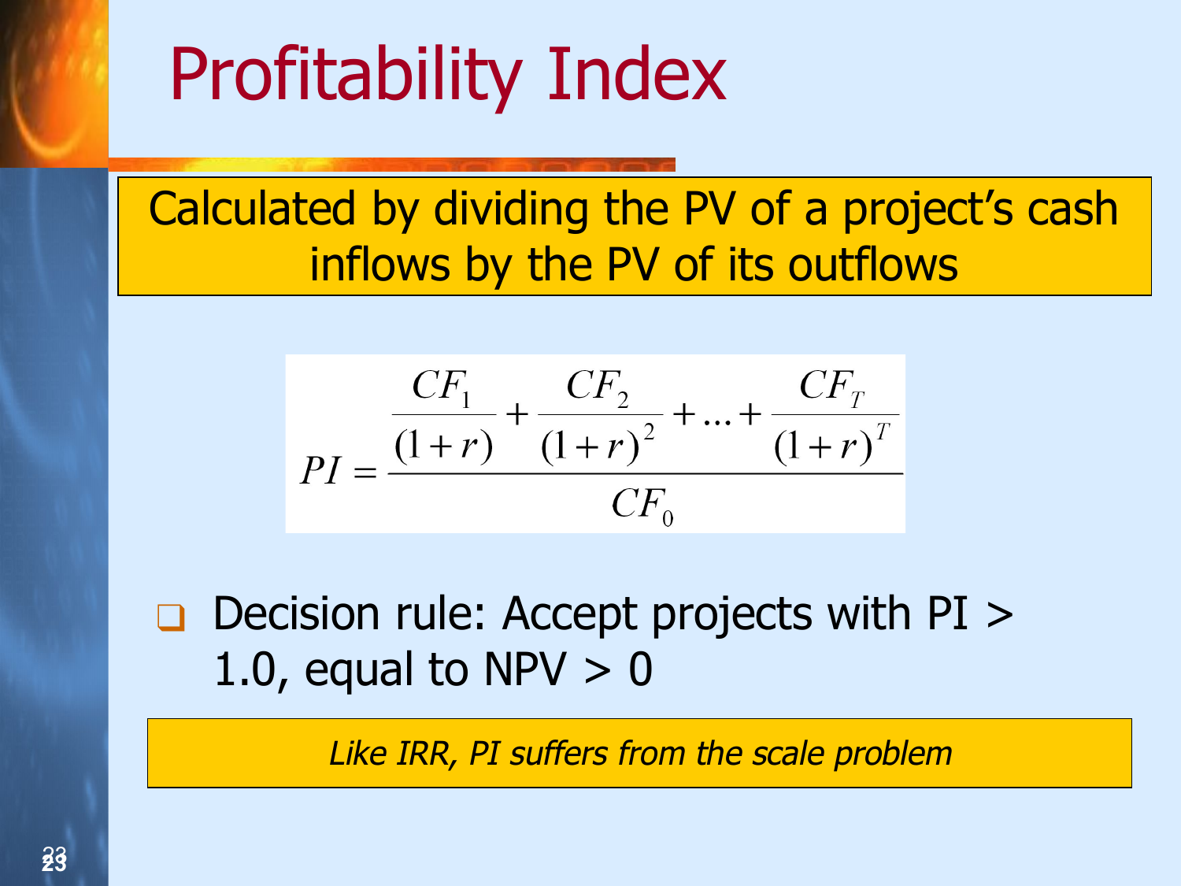# Profitability Index

Calculated by dividing the PV of a project's cash inflows by the PV of its outflows

$$PI = \frac{\frac{CF_1}{(1+r)} + \frac{CF_2}{(1+r)^2} + \ldots + \frac{CF_T}{(1+r)^T}}{CF_0}$$

- Decision rule: Accept projects with PI > 1.0, equal to NPV > 0

*Like IRR, PI suffers from the scale problem*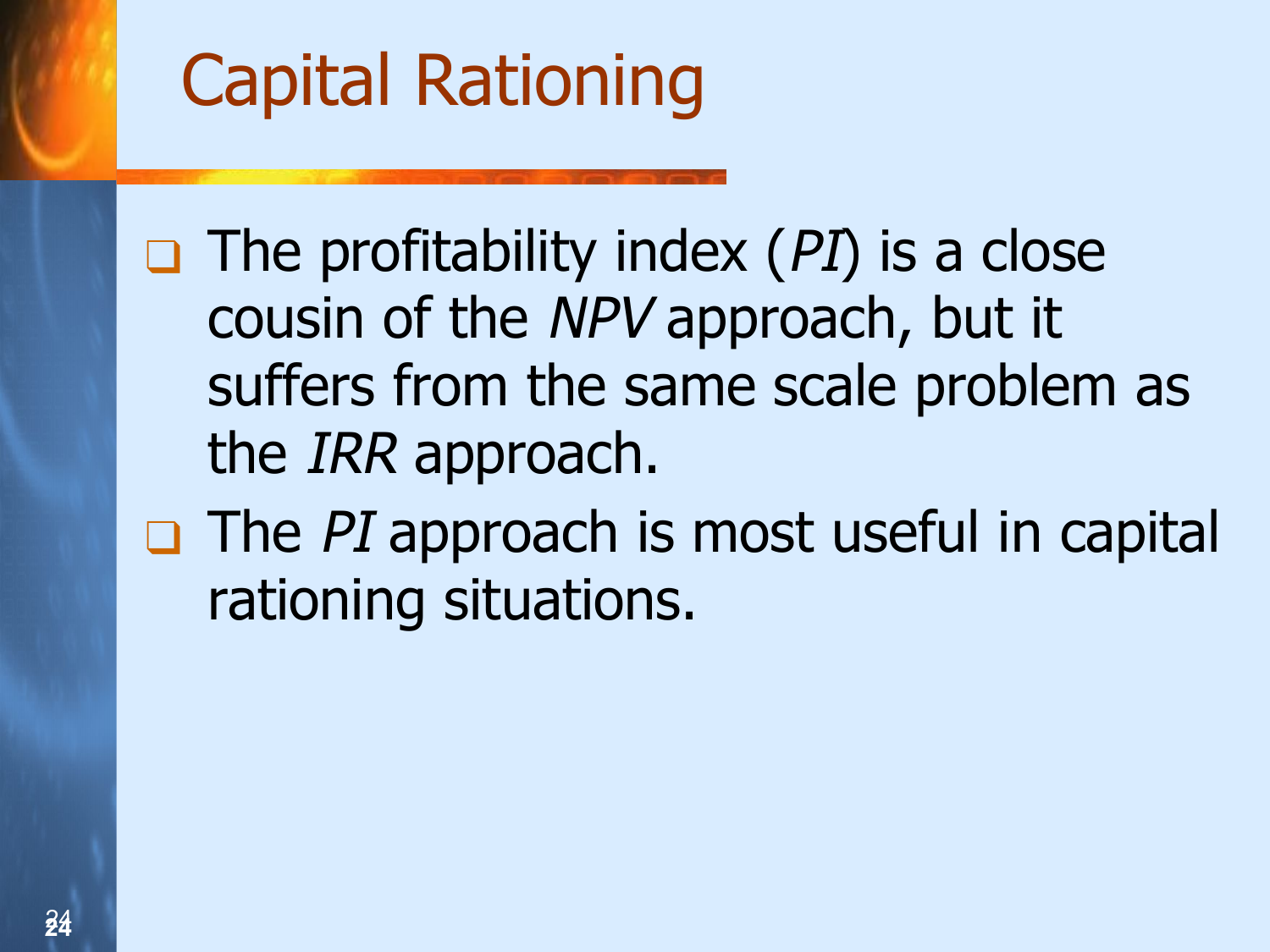# Capital Rationing

- The profitability index (*PI*) is a close cousin of the *NPV* approach, but it suffers from the same scale problem as the *IRR* approach.
- The *PI* approach is most useful in capital rationing situations.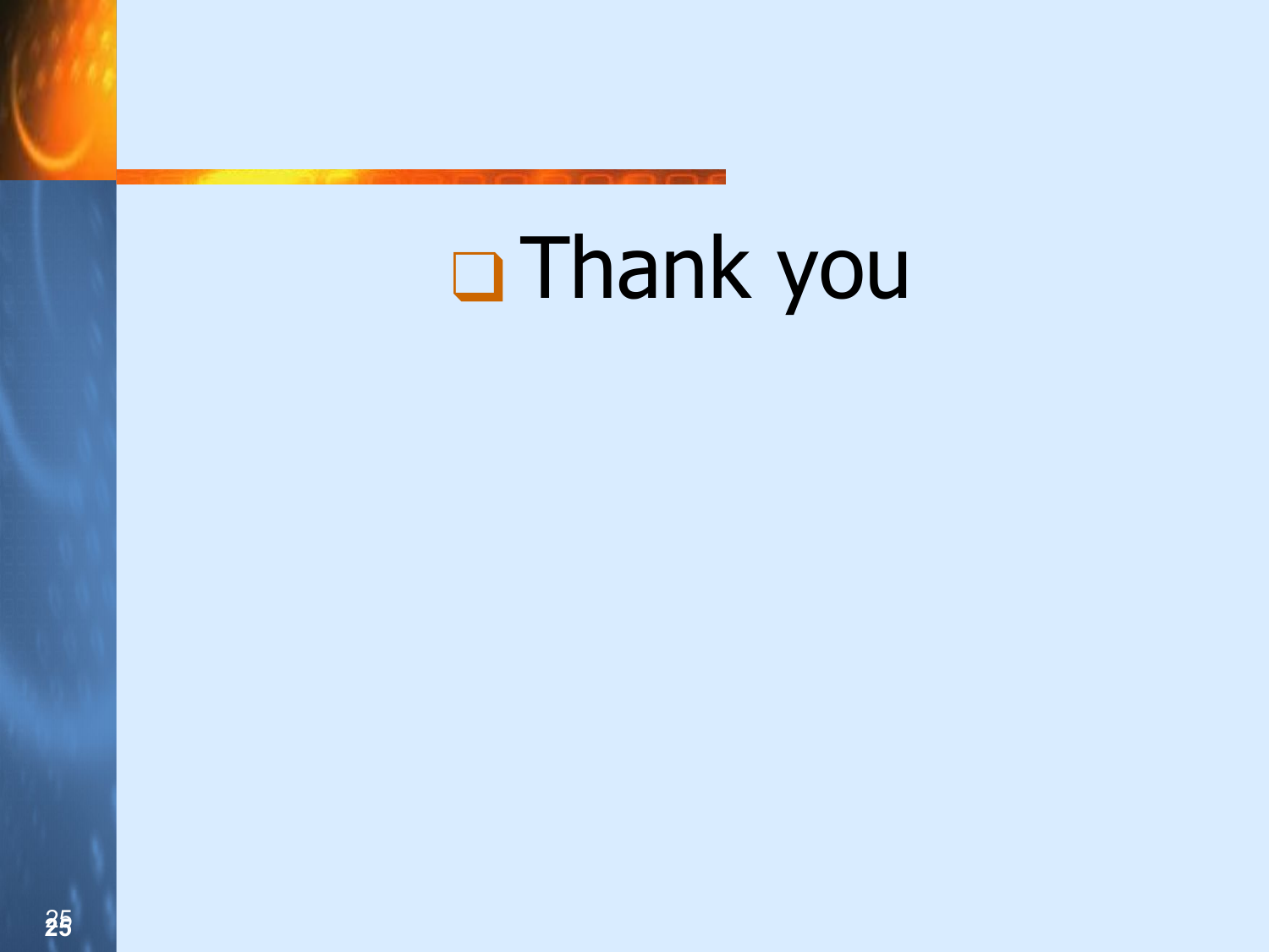- Thank you